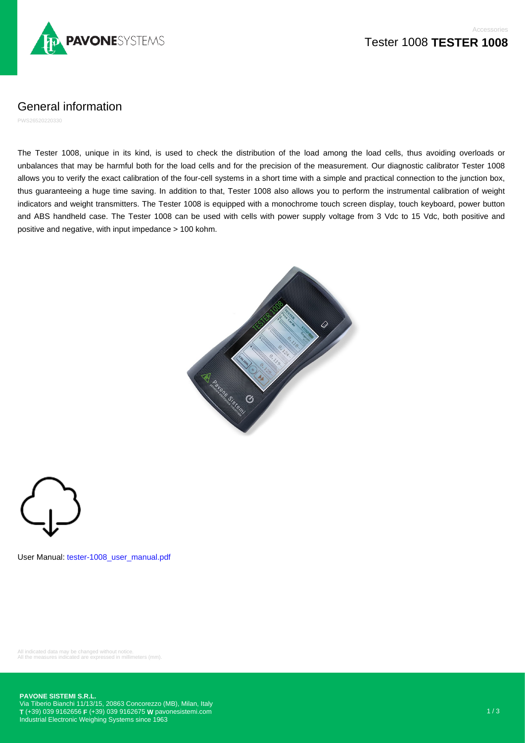Accessories

# Tester 1008 **TESTER 1008**

## General information

PWS26520220330

The Tester 1008, unique in its kind, is used to check the distribution of the load among the load cells, thus avoiding overloads or unbalances that may be harmful both for the load cells and for the precision of the measurement. Our diagnostic calibrator Tester 1008 allows you to verify the exact calibration of the four-cell systems in a short time with a simple and practical connection to the junction box, thus guaranteeing a huge time saving. In addition to that, Tester 1008 also allows you to perform the instrumental calibration of weight indicators and weight transmitters. The Tester 1008 is equipped with a monochrome touch screen display, touch keyboard, power button and ABS handheld case. The Tester 1008 can be used with cells with power supply voltage from 3 Vdc to 15 Vdc, both positive and positive and negative, with input impedance > 100 kohm.

User Manual: tester-1008_user_manual.pdf

All indicated data may be changed without notice.
All the measures indicated are expressed in millimeters (mm).

**PAVONE SISTEMI S.R.L.**
Via Tiberio Bianchi 11/13/15, 20863 Concorezzo (MB), Milan, Italy
**T** (+39) 039 9162656 **F** (+39) 039 9162675 **W** pavonesistemi.com
Industrial Electronic Weighing Systems since 1963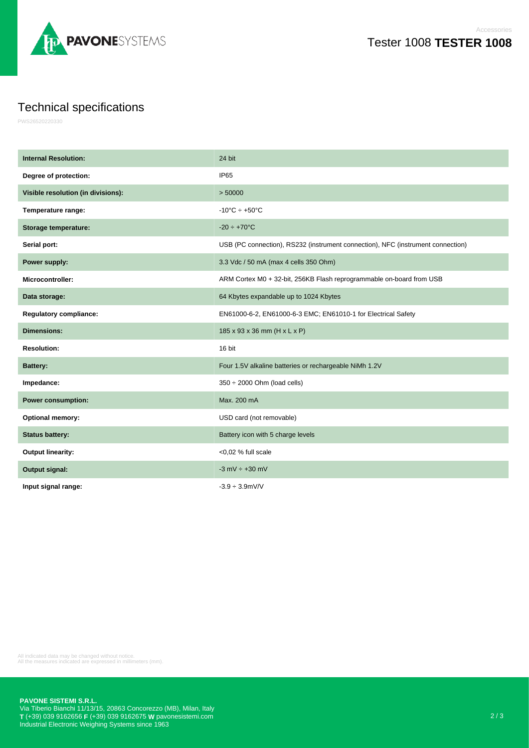# Technical specifications

PWS26520220330

| | |
|---|---|
| **Internal Resolution:** | 24 bit |
| **Degree of protection:** | IP65 |
| **Visible resolution (in divisions):** | > 50000 |
| **Temperature range:** | -10°C ÷ +50°C |
| **Storage temperature:** | -20 ÷ +70°C |
| **Serial port:** | USB (PC connection), RS232 (instrument connection), NFC (instrument connection) |
| **Power supply:** | 3.3 Vdc / 50 mA (max 4 cells 350 Ohm) |
| **Microcontroller:** | ARM Cortex M0 + 32-bit, 256KB Flash reprogrammable on-board from USB |
| **Data storage:** | 64 Kbytes expandable up to 1024 Kbytes |
| **Regulatory compliance:** | EN61000-6-2, EN61000-6-3 EMC; EN61010-1 for Electrical Safety |
| **Dimensions:** | 185 x 93 x 36 mm (H x L x P) |
| **Resolution:** | 16 bit |
| **Battery:** | Four 1.5V alkaline batteries or rechargeable NiMh 1.2V |
| **Impedance:** | 350 ÷ 2000 Ohm (load cells) |
| **Power consumption:** | Max. 200 mA |
| **Optional memory:** | USD card (not removable) |
| **Status battery:** | Battery icon with 5 charge levels |
| **Output linearity:** | <0,02 % full scale |
| **Output signal:** | -3 mV ÷ +30 mV |
| **Input signal range:** | -3.9 ÷ 3.9mV/V |

All indicated data may be changed without notice.
All the measures indicated are expressed in millimeters (mm).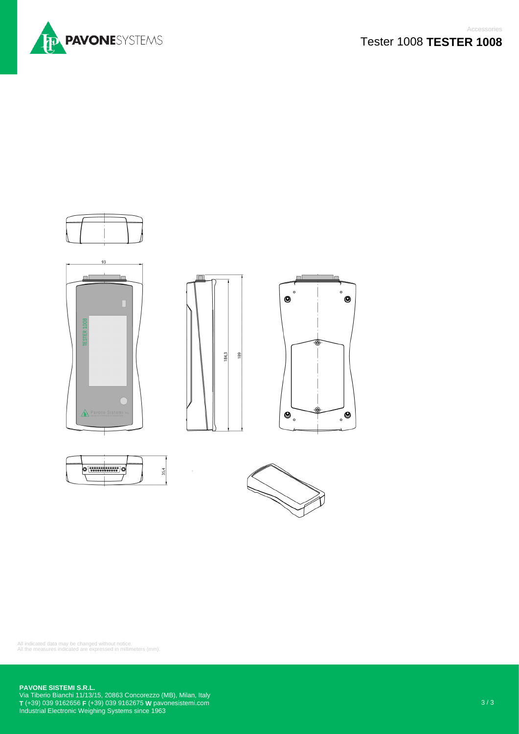93

TESTER 1008

Pavone Sistemi

184,3

189

35,4

All indicated data may be changed without notice.
All the measures indicated are expressed in millimeters (mm).

**PAVONE SISTEMI S.R.L.**
Via Tiberio Bianchi 11/13/15, 20863 Concorezzo (MB), Milan, Italy
**T** (+39) 039 9162656 **F** (+39) 039 9162675 **W** pavonesistemi.com
Industrial Electronic Weighing Systems since 1963